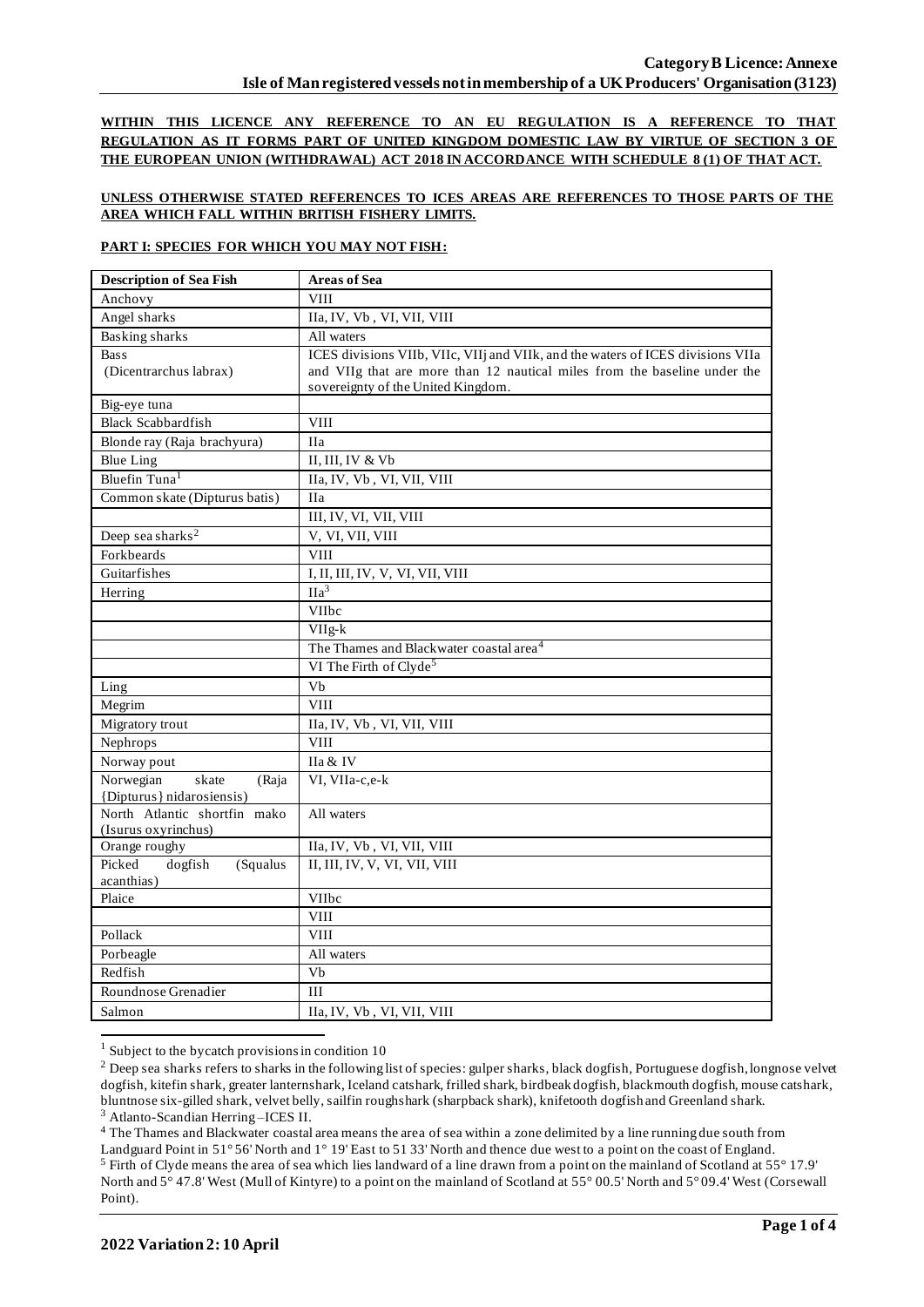**WITHIN THIS LICENCE ANY REFERENCE TO AN EU REGULATION IS A REFERENCE TO THAT REGULATION AS IT FORMS PART OF UNITED KINGDOM DOMESTIC LAW BY VIRTUE OF SECTION 3 OF THE EUROPEAN UNION (WITHDRAWAL) ACT 2018 IN ACCORDANCE WITH SCHEDULE 8 (1) OF THAT ACT.**

**UNLESS OTHERWISE STATED REFERENCES TO ICES AREAS ARE REFERENCES TO THOSE PARTS OF THE AREA WHICH FALL WITHIN BRITISH FISHERY LIMITS.**

**PART I: SPECIES FOR WHICH YOU MAY NOT FISH:**

| Description of Sea Fish | Areas of Sea |
|---|---|
| Anchovy | VIII |
| Angel sharks | IIa, IV, Vb , VI, VII, VIII |
| Basking sharks | All waters |
| Bass (Dicentrarchus labrax) | ICES divisions VIIb, VIIc, VIIj and VIIk, and the waters of ICES divisions VIIa and VIIg that are more than 12 nautical miles from the baseline under the sovereignty of the United Kingdom. |
| Big-eye tuna | |
| Black Scabbardfish | VIII |
| Blonde ray (Raja brachyura) | IIa |
| Blue Ling | II, III, IV & Vb |
| Bluefin Tuna[1] | IIa, IV, Vb , VI, VII, VIII |
| Common skate (Dipturus batis) | IIa |
| | III, IV, VI, VII, VIII |
| Deep sea sharks[2] | V, VI, VII, VIII |
| Forkbeards | VIII |
| Guitarfishes | I, II, III, IV, V, VI, VII, VIII |
| Herring | IIa[3] |
| | VIIbc |
| | VIIg-k |
| | The Thames and Blackwater coastal area[4] |
| | VI The Firth of Clyde[5] |
| Ling | Vb |
| Megrim | VIII |
| Migratory trout | IIa, IV, Vb , VI, VII, VIII |
| Nephrops | VIII |
| Norway pout | IIa & IV |
| Norwegian skate (Raja {Dipturus} nidarosiensis) | VI, VIIa-c,e-k |
| North Atlantic shortfin mako (Isurus oxyrinchus) | All waters |
| Orange roughy | IIa, IV, Vb , VI, VII, VIII |
| Picked dogfish (Squalus acanthias) | II, III, IV, V, VI, VII, VIII |
| Plaice | VIIbc |
| | VIII |
| Pollack | VIII |
| Porbeagle | All waters |
| Redfish | Vb |
| Roundnose Grenadier | III |
| Salmon | IIa, IV, Vb , VI, VII, VIII |

[1] Subject to the bycatch provisions in condition 10

[2] Deep sea sharks refers to sharks in the following list of species: gulper sharks, black dogfish, Portuguese dogfish, longnose velvet dogfish, kitefin shark, greater lanternshark, Iceland catshark, frilled shark, birdbeak dogfish, blackmouth dogfish, mouse catshark, bluntnose six-gilled shark, velvet belly, sailfin roughshark (sharpback shark), knifetooth dogfish and Greenland shark.

[3] Atlanto-Scandian Herring –ICES II.

[4] The Thames and Blackwater coastal area means the area of sea within a zone delimited by a line running due south from Landguard Point in 51° 56' North and 1° 19' East to 51 33' North and thence due west to a point on the coast of England.

[5] Firth of Clyde means the area of sea which lies landward of a line drawn from a point on the mainland of Scotland at 55° 17.9' North and 5° 47.8' West (Mull of Kintyre) to a point on the mainland of Scotland at 55° 00.5' North and 5° 09.4' West (Corsewall Point).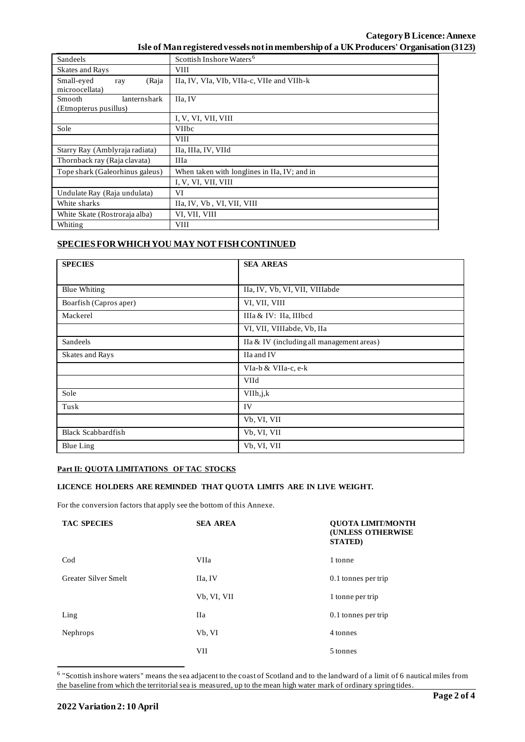| | |
|---|---|
| Sandeels | Scottish Inshore Waters[6] |
| Skates and Rays | VIII |
| Small-eyed ray (Raja microocellata) | IIa, IV, VIa, VIb, VIIa-c, VIIe and VIIh-k |
| Smooth lanternshark (Etmopterus pusillus) | IIa, IV |
| | I, V, VI, VII, VIII |
| Sole | VIIbc |
| | VIII |
| Starry Ray (Amblyraja radiata) | IIa, IIIa, IV, VIId |
| Thornback ray (Raja clavata) | IIIa |
| Tope shark (Galeorhinus galeus) | When taken with longlines in IIa, IV; and in |
| | I, V, VI, VII, VIII |
| Undulate Ray (Raja undulata) | VI |
| White sharks | IIa, IV, Vb , VI, VII, VIII |
| White Skate (Rostroraja alba) | VI, VII, VIII |
| Whiting | VIII |

## SPECIES FOR WHICH YOU MAY NOT FISH CONTINUED

| SPECIES | SEA AREAS |
|---|---|
| Blue Whiting | IIa, IV, Vb, VI, VII, VIIIabde |
| Boarfish (Capros aper) | VI, VII, VIII |
| Mackerel | IIIa & IV: IIa, IIIbcd |
| | VI, VII, VIIIabde, Vb, IIa |
| Sandeels | IIa & IV (including all management areas) |
| Skates and Rays | IIa and IV |
| | VIa-b & VIIa-c, e-k |
| | VIId |
| Sole | VIIh,j,k |
| Tusk | IV |
| | Vb, VI, VII |
| Black Scabbardfish | Vb, VI, VII |
| Blue Ling | Vb, VI, VII |

### Part II: QUOTA LIMITATIONS OF TAC STOCKS

**LICENCE HOLDERS ARE REMINDED THAT QUOTA LIMITS ARE IN LIVE WEIGHT.**

For the conversion factors that apply see the bottom of this Annexe.

| TAC SPECIES | SEA AREA | QUOTA LIMIT/MONTH (UNLESS OTHERWISE STATED) |
|---|---|---|
| Cod | VIIa | 1 tonne |
| Greater Silver Smelt | IIa, IV | 0.1 tonnes per trip |
| | Vb, VI, VII | 1 tonne per trip |
| Ling | IIa | 0.1 tonnes per trip |
| Nephrops | Vb, VI | 4 tonnes |
| | VII | 5 tonnes |

[6] "Scottish inshore waters" means the sea adjacent to the coast of Scotland and to the landward of a limit of 6 nautical miles from the baseline from which the territorial sea is measured, up to the mean high water mark of ordinary spring tides.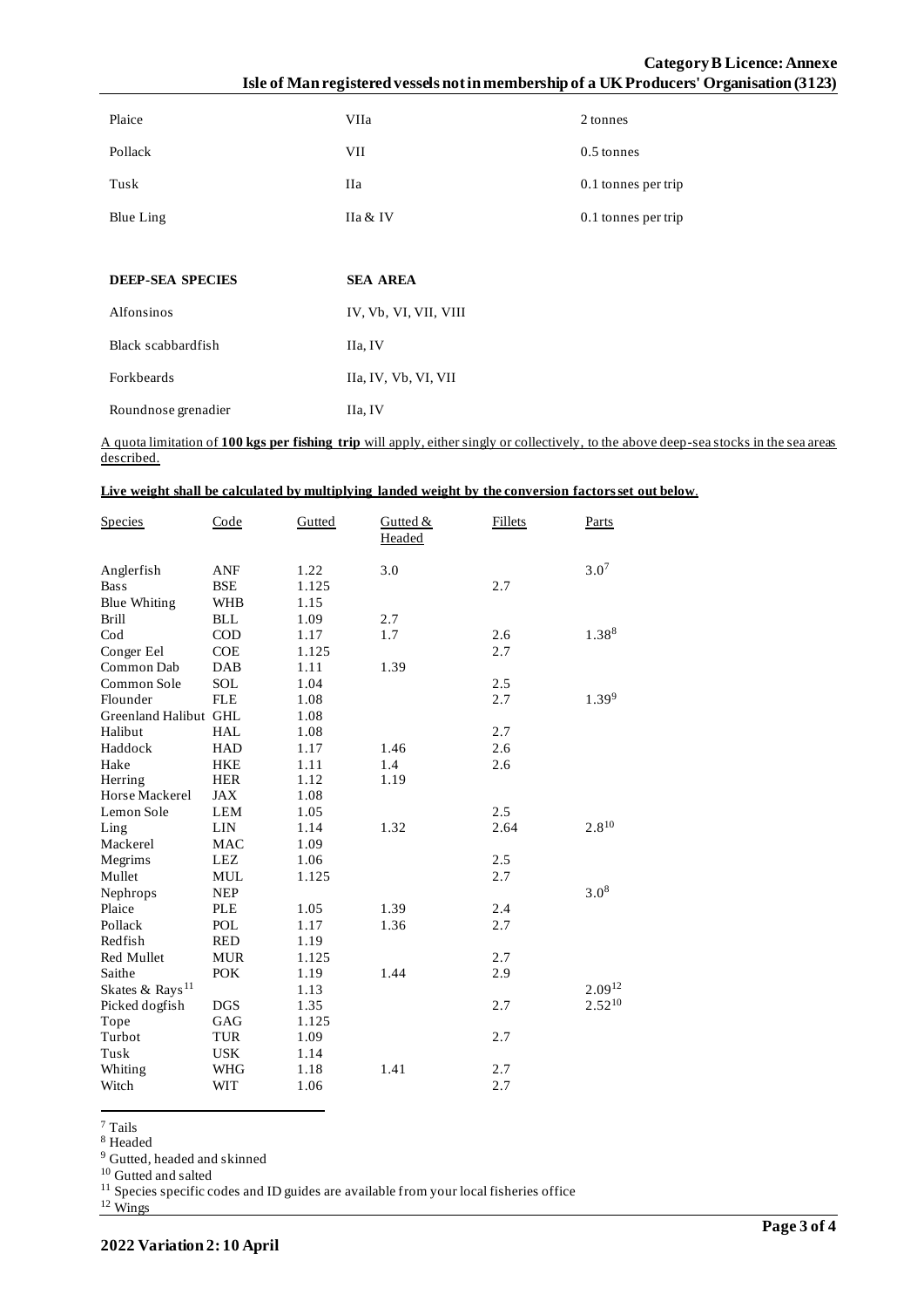| | | |
|---|---|---|
| Plaice | VIIa | 2 tonnes |
| Pollack | VII | 0.5 tonnes |
| Tusk | IIa | 0.1 tonnes per trip |
| Blue Ling | IIa & IV | 0.1 tonnes per trip |

| **DEEP-SEA SPECIES** | **SEA AREA** |
|---|---|
| Alfonsinos | IV, Vb, VI, VII, VIII |
| Black scabbardfish | IIa, IV |
| Forkbeards | IIa, IV, Vb, VI, VII |
| Roundnose grenadier | IIa, IV |

A quota limitation of **100 kgs per fishing trip** will apply, either singly or collectively, to the above deep-sea stocks in the sea areas described.

**Live weight shall be calculated by multiplying landed weight by the conversion factors set out below.**

| Species | Code | Gutted | Gutted & Headed | Fillets | Parts |
|---|---|---|---|---|---|
| Anglerfish | ANF | 1.22 | 3.0 | | 3.0[7] |
| Bass | BSE | 1.125 | | 2.7 | |
| Blue Whiting | WHB | 1.15 | | | |
| Brill | BLL | 1.09 | 2.7 | | |
| Cod | COD | 1.17 | 1.7 | 2.6 | 1.38[8] |
| Conger Eel | COE | 1.125 | | 2.7 | |
| Common Dab | DAB | 1.11 | 1.39 | | |
| Common Sole | SOL | 1.04 | | 2.5 | |
| Flounder | FLE | 1.08 | | 2.7 | 1.39[9] |
| Greenland Halibut | GHL | 1.08 | | | |
| Halibut | HAL | 1.08 | | 2.7 | |
| Haddock | HAD | 1.17 | 1.46 | 2.6 | |
| Hake | HKE | 1.11 | 1.4 | 2.6 | |
| Herring | HER | 1.12 | 1.19 | | |
| Horse Mackerel | JAX | 1.08 | | | |
| Lemon Sole | LEM | 1.05 | | 2.5 | |
| Ling | LIN | 1.14 | 1.32 | 2.64 | 2.8[10] |
| Mackerel | MAC | 1.09 | | | |
| Megrims | LEZ | 1.06 | | 2.5 | |
| Mullet | MUL | 1.125 | | 2.7 | |
| Nephrops | NEP | | | | 3.0[8] |
| Plaice | PLE | 1.05 | 1.39 | 2.4 | |
| Pollack | POL | 1.17 | 1.36 | 2.7 | |
| Redfish | RED | 1.19 | | | |
| Red Mullet | MUR | 1.125 | | 2.7 | |
| Saithe | POK | 1.19 | 1.44 | 2.9 | |
| Skates & Rays[11] | | 1.13 | | | 2.09[12] |
| Picked dogfish | DGS | 1.35 | | 2.7 | 2.52[10] |
| Tope | GAG | 1.125 | | | |
| Turbot | TUR | 1.09 | | 2.7 | |
| Tusk | USK | 1.14 | | | |
| Whiting | WHG | 1.18 | 1.41 | 2.7 | |
| Witch | WIT | 1.06 | | 2.7 | |

[7] Tails
[8] Headed
[9] Gutted, headed and skinned
[10] Gutted and salted
[11] Species specific codes and ID guides are available from your local fisheries office
[12] Wings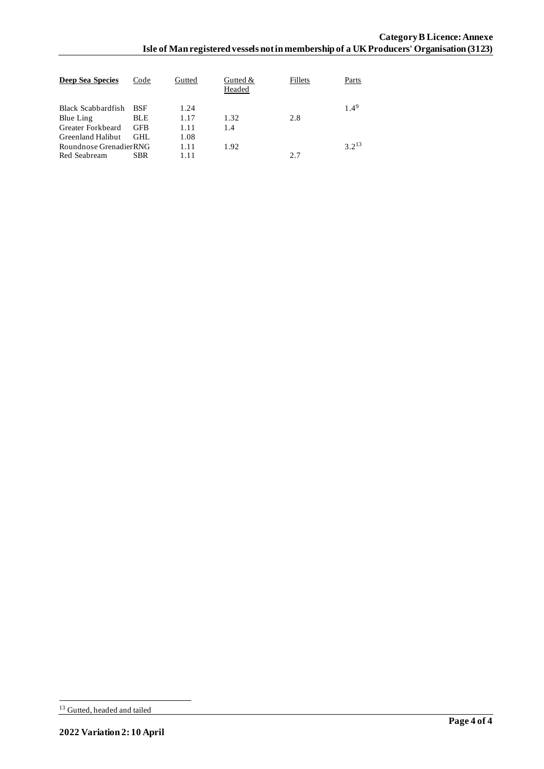| **Deep Sea Species** | Code | Gutted | Gutted & Headed | Fillets | Parts |
|---|---|---|---|---|---|
| Black Scabbardfish | BSF | 1.24 | | | 1.4[9] |
| Blue Ling | BLE | 1.17 | 1.32 | 2.8 | |
| Greater Forkbeard | GFB | 1.11 | 1.4 | | |
| Greenland Halibut | GHL | 1.08 | | | |
| Roundnose Grenadier | RNG | 1.11 | 1.92 | | 3.2[13] |
| Red Seabream | SBR | 1.11 | | 2.7 | |

[13] Gutted, headed and tailed